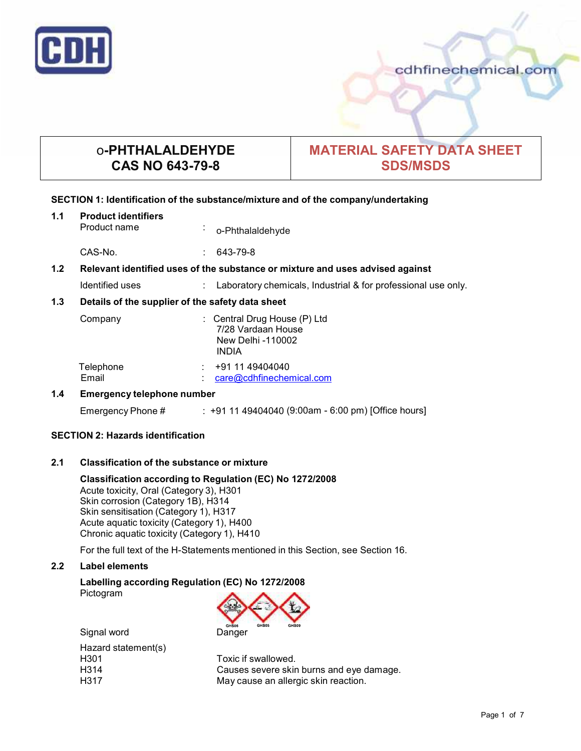# o-PHTHALALDEHYDE
# CAS NO 643-79-8

# MATERIAL SAFETY DATA SHEET
# SDS/MSDS

## SECTION 1: Identification of the substance/mixture and of the company/undertaking

### 1.1 Product identifiers

Product name : o-Phthalaldehyde

CAS-No. : 643-79-8

### 1.2 Relevant identified uses of the substance or mixture and uses advised against

Identified uses : Laboratory chemicals, Industrial & for professional use only.

### 1.3 Details of the supplier of the safety data sheet

Company : Central Drug House (P) Ltd
7/28 Vardaan House
New Delhi -110002
INDIA

Telephone : +91 11 49404040
Email : care@cdhfinechemical.com

### 1.4 Emergency telephone number

Emergency Phone # : +91 11 49404040 (9:00am - 6:00 pm) [Office hours]

## SECTION 2: Hazards identification

### 2.1 Classification of the substance or mixture

**Classification according to Regulation (EC) No 1272/2008**
Acute toxicity, Oral (Category 3), H301
Skin corrosion (Category 1B), H314
Skin sensitisation (Category 1), H317
Acute aquatic toxicity (Category 1), H400
Chronic aquatic toxicity (Category 1), H410

For the full text of the H-Statements mentioned in this Section, see Section 16.

### 2.2 Label elements

**Labelling according Regulation (EC) No 1272/2008**
Pictogram

GHS06 GHS05 GHS09

Signal word Danger

Hazard statement(s)
H301 Toxic if swallowed.
H314 Causes severe skin burns and eye damage.
H317 May cause an allergic skin reaction.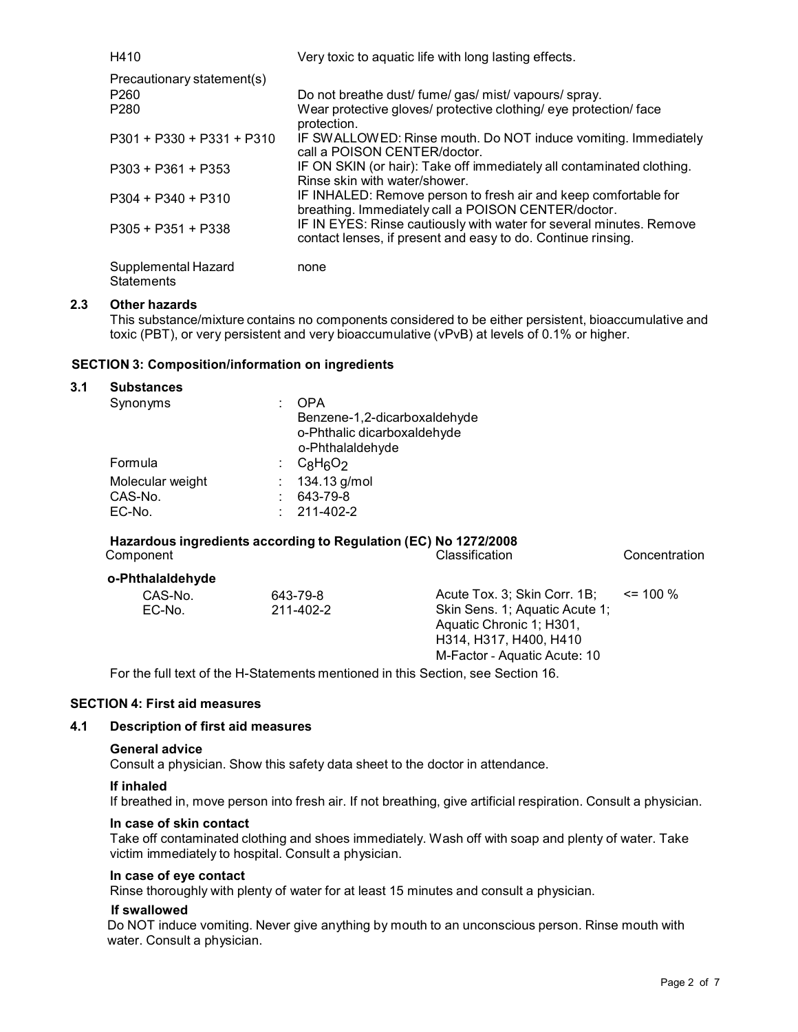| | |
|---|---|
| H410 | Very toxic to aquatic life with long lasting effects. |
| Precautionary statement(s) | |
| P260 | Do not breathe dust/ fume/ gas/ mist/ vapours/ spray. |
| P280 | Wear protective gloves/ protective clothing/ eye protection/ face protection. |
| P301 + P330 + P331 + P310 | IF SWALLOWED: Rinse mouth. Do NOT induce vomiting. Immediately call a POISON CENTER/doctor. |
| P303 + P361 + P353 | IF ON SKIN (or hair): Take off immediately all contaminated clothing. Rinse skin with water/shower. |
| P304 + P340 + P310 | IF INHALED: Remove person to fresh air and keep comfortable for breathing. Immediately call a POISON CENTER/doctor. |
| P305 + P351 + P338 | IF IN EYES: Rinse cautiously with water for several minutes. Remove contact lenses, if present and easy to do. Continue rinsing. |
| Supplemental Hazard Statements | none |

### 2.3 Other hazards

This substance/mixture contains no components considered to be either persistent, bioaccumulative and toxic (PBT), or very persistent and very bioaccumulative (vPvB) at levels of 0.1% or higher.

## SECTION 3: Composition/information on ingredients

### 3.1 Substances

| | |
|---|---|
| Synonyms | : OPA<br>Benzene-1,2-dicarboxaldehyde<br>o-Phthalic dicarboxaldehyde<br>o-Phthalaldehyde |
| Formula | : $C_8H_6O_2$ |
| Molecular weight | : 134.13 g/mol |
| CAS-No. | : 643-79-8 |
| EC-No. | : 211-402-2 |

**Hazardous ingredients according to Regulation (EC) No 1272/2008**

| Component | | Classification | Concentration |
|---|---|---|---|
| **o-Phthalaldehyde** | | | |
| CAS-No.<br>EC-No. | 643-79-8<br>211-402-2 | Acute Tox. 3; Skin Corr. 1B; Skin Sens. 1; Aquatic Acute 1; Aquatic Chronic 1; H301, H314, H317, H400, H410<br>M-Factor - Aquatic Acute: 10 | <= 100 % |

For the full text of the H-Statements mentioned in this Section, see Section 16.

## SECTION 4: First aid measures

### 4.1 Description of first aid measures

**General advice**

Consult a physician. Show this safety data sheet to the doctor in attendance.

**If inhaled**

If breathed in, move person into fresh air. If not breathing, give artificial respiration. Consult a physician.

**In case of skin contact**

Take off contaminated clothing and shoes immediately. Wash off with soap and plenty of water. Take victim immediately to hospital. Consult a physician.

**In case of eye contact**

Rinse thoroughly with plenty of water for at least 15 minutes and consult a physician.

**If swallowed**

Do NOT induce vomiting. Never give anything by mouth to an unconscious person. Rinse mouth with water. Consult a physician.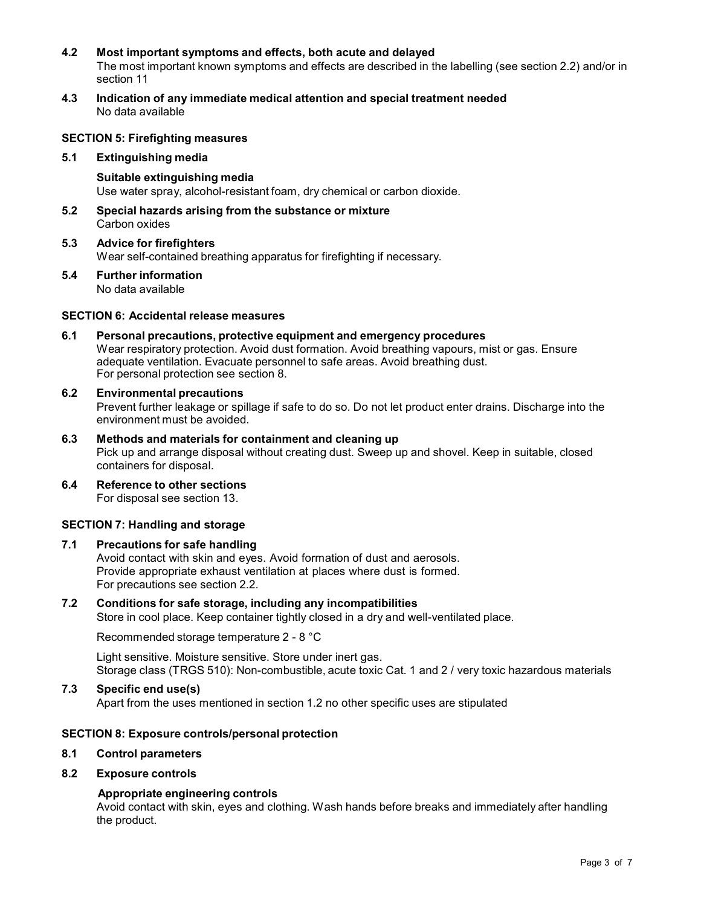### 4.2 Most important symptoms and effects, both acute and delayed

The most important known symptoms and effects are described in the labelling (see section 2.2) and/or in section 11

### 4.3 Indication of any immediate medical attention and special treatment needed

No data available

## SECTION 5: Firefighting measures

### 5.1 Extinguishing media

**Suitable extinguishing media**

Use water spray, alcohol-resistant foam, dry chemical or carbon dioxide.

### 5.2 Special hazards arising from the substance or mixture

Carbon oxides

### 5.3 Advice for firefighters

Wear self-contained breathing apparatus for firefighting if necessary.

### 5.4 Further information

No data available

## SECTION 6: Accidental release measures

### 6.1 Personal precautions, protective equipment and emergency procedures

Wear respiratory protection. Avoid dust formation. Avoid breathing vapours, mist or gas. Ensure adequate ventilation. Evacuate personnel to safe areas. Avoid breathing dust.
For personal protection see section 8.

### 6.2 Environmental precautions

Prevent further leakage or spillage if safe to do so. Do not let product enter drains. Discharge into the environment must be avoided.

### 6.3 Methods and materials for containment and cleaning up

Pick up and arrange disposal without creating dust. Sweep up and shovel. Keep in suitable, closed containers for disposal.

### 6.4 Reference to other sections

For disposal see section 13.

## SECTION 7: Handling and storage

### 7.1 Precautions for safe handling

Avoid contact with skin and eyes. Avoid formation of dust and aerosols.
Provide appropriate exhaust ventilation at places where dust is formed.
For precautions see section 2.2.

### 7.2 Conditions for safe storage, including any incompatibilities

Store in cool place. Keep container tightly closed in a dry and well-ventilated place.

Recommended storage temperature 2 - 8 °C

Light sensitive. Moisture sensitive. Store under inert gas.
Storage class (TRGS 510): Non-combustible, acute toxic Cat. 1 and 2 / very toxic hazardous materials

### 7.3 Specific end use(s)

Apart from the uses mentioned in section 1.2 no other specific uses are stipulated

## SECTION 8: Exposure controls/personal protection

### 8.1 Control parameters

### 8.2 Exposure controls

**Appropriate engineering controls**

Avoid contact with skin, eyes and clothing. Wash hands before breaks and immediately after handling the product.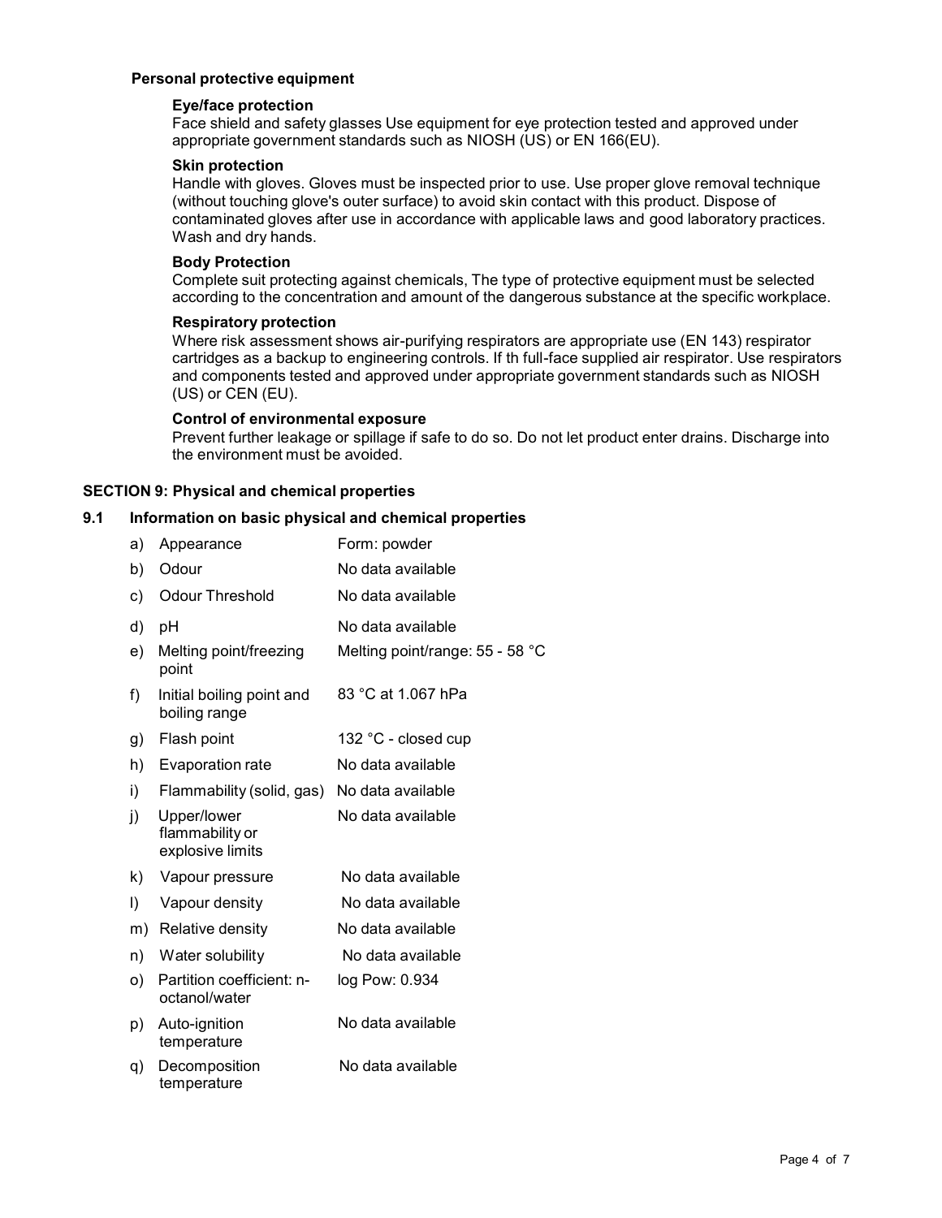### Personal protective equipment

#### Eye/face protection

Face shield and safety glasses Use equipment for eye protection tested and approved under appropriate government standards such as NIOSH (US) or EN 166(EU).

#### Skin protection

Handle with gloves. Gloves must be inspected prior to use. Use proper glove removal technique (without touching glove's outer surface) to avoid skin contact with this product. Dispose of contaminated gloves after use in accordance with applicable laws and good laboratory practices. Wash and dry hands.

#### Body Protection

Complete suit protecting against chemicals, The type of protective equipment must be selected according to the concentration and amount of the dangerous substance at the specific workplace.

#### Respiratory protection

Where risk assessment shows air-purifying respirators are appropriate use (EN 143) respirator cartridges as a backup to engineering controls. If th full-face supplied air respirator. Use respirators and components tested and approved under appropriate government standards such as NIOSH (US) or CEN (EU).

#### Control of environmental exposure

Prevent further leakage or spillage if safe to do so. Do not let product enter drains. Discharge into the environment must be avoided.

## SECTION 9: Physical and chemical properties

### 9.1 Information on basic physical and chemical properties

| | Property | Value |
|---|---|---|
| a) | Appearance | Form: powder |
| b) | Odour | No data available |
| c) | Odour Threshold | No data available |
| d) | pH | No data available |
| e) | Melting point/freezing point | Melting point/range: 55 - 58 °C |
| f) | Initial boiling point and boiling range | 83 °C at 1.067 hPa |
| g) | Flash point | 132 °C - closed cup |
| h) | Evaporation rate | No data available |
| i) | Flammability (solid, gas) | No data available |
| j) | Upper/lower flammability or explosive limits | No data available |
| k) | Vapour pressure | No data available |
| l) | Vapour density | No data available |
| m) | Relative density | No data available |
| n) | Water solubility | No data available |
| o) | Partition coefficient: n-octanol/water | log Pow: 0.934 |
| p) | Auto-ignition temperature | No data available |
| q) | Decomposition temperature | No data available |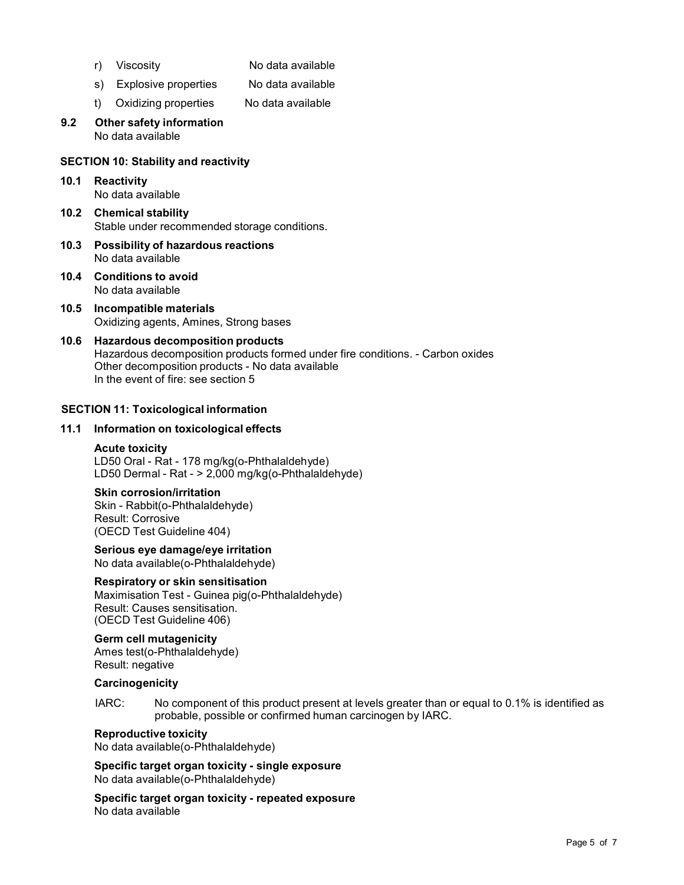r) Viscosity No data available

s) Explosive properties No data available

t) Oxidizing properties No data available

**9.2 Other safety information**

No data available

## SECTION 10: Stability and reactivity

**10.1 Reactivity**

No data available

**10.2 Chemical stability**

Stable under recommended storage conditions.

**10.3 Possibility of hazardous reactions**

No data available

**10.4 Conditions to avoid**

No data available

**10.5 Incompatible materials**

Oxidizing agents, Amines, Strong bases

**10.6 Hazardous decomposition products**

Hazardous decomposition products formed under fire conditions. - Carbon oxides
Other decomposition products - No data available
In the event of fire: see section 5

## SECTION 11: Toxicological information

**11.1 Information on toxicological effects**

**Acute toxicity**

LD50 Oral - Rat - 178 mg/kg(o-Phthalaldehyde)
LD50 Dermal - Rat - > 2,000 mg/kg(o-Phthalaldehyde)

**Skin corrosion/irritation**

Skin - Rabbit(o-Phthalaldehyde)
Result: Corrosive
(OECD Test Guideline 404)

**Serious eye damage/eye irritation**

No data available(o-Phthalaldehyde)

**Respiratory or skin sensitisation**

Maximisation Test - Guinea pig(o-Phthalaldehyde)
Result: Causes sensitisation.
(OECD Test Guideline 406)

**Germ cell mutagenicity**

Ames test(o-Phthalaldehyde)
Result: negative

**Carcinogenicity**

IARC: No component of this product present at levels greater than or equal to 0.1% is identified as probable, possible or confirmed human carcinogen by IARC.

**Reproductive toxicity**

No data available(o-Phthalaldehyde)

**Specific target organ toxicity - single exposure**

No data available(o-Phthalaldehyde)

**Specific target organ toxicity - repeated exposure**

No data available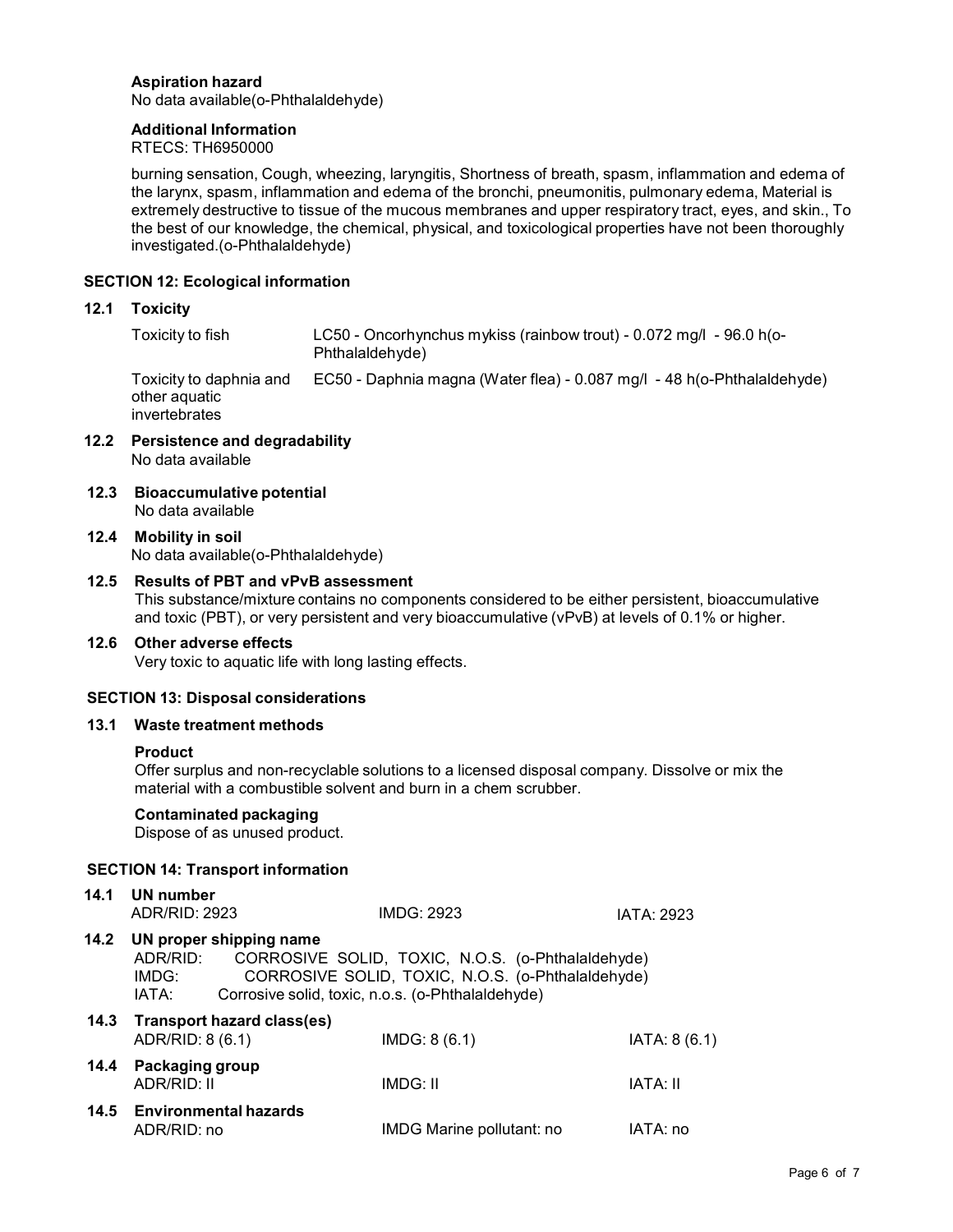**Aspiration hazard**
No data available(o-Phthalaldehyde)

**Additional Information**
RTECS: TH6950000

burning sensation, Cough, wheezing, laryngitis, Shortness of breath, spasm, inflammation and edema of the larynx, spasm, inflammation and edema of the bronchi, pneumonitis, pulmonary edema, Material is extremely destructive to tissue of the mucous membranes and upper respiratory tract, eyes, and skin., To the best of our knowledge, the chemical, physical, and toxicological properties have not been thoroughly investigated.(o-Phthalaldehyde)

## SECTION 12: Ecological information

### 12.1 Toxicity

| | |
|---|---|
| Toxicity to fish | LC50 - Oncorhynchus mykiss (rainbow trout) - 0.072 mg/l - 96.0 h(o-Phthalaldehyde) |
| Toxicity to daphnia and other aquatic invertebrates | EC50 - Daphnia magna (Water flea) - 0.087 mg/l - 48 h(o-Phthalaldehyde) |

### 12.2 Persistence and degradability
No data available

### 12.3 Bioaccumulative potential
No data available

### 12.4 Mobility in soil
No data available(o-Phthalaldehyde)

### 12.5 Results of PBT and vPvB assessment
This substance/mixture contains no components considered to be either persistent, bioaccumulative and toxic (PBT), or very persistent and very bioaccumulative (vPvB) at levels of 0.1% or higher.

### 12.6 Other adverse effects
Very toxic to aquatic life with long lasting effects.

## SECTION 13: Disposal considerations

### 13.1 Waste treatment methods

**Product**
Offer surplus and non-recyclable solutions to a licensed disposal company. Dissolve or mix the material with a combustible solvent and burn in a chem scrubber.

**Contaminated packaging**
Dispose of as unused product.

## SECTION 14: Transport information

### 14.1 UN number

| ADR/RID: 2923 | IMDG: 2923 | IATA: 2923 |
|---|---|---|

### 14.2 UN proper shipping name

ADR/RID: CORROSIVE SOLID, TOXIC, N.O.S. (o-Phthalaldehyde)
IMDG: CORROSIVE SOLID, TOXIC, N.O.S. (o-Phthalaldehyde)
IATA: Corrosive solid, toxic, n.o.s. (o-Phthalaldehyde)

### 14.3 Transport hazard class(es)

| ADR/RID: 8 (6.1) | IMDG: 8 (6.1) | IATA: 8 (6.1) |
|---|---|---|

### 14.4 Packaging group

| ADR/RID: II | IMDG: II | IATA: II |
|---|---|---|

### 14.5 Environmental hazards

| ADR/RID: no | IMDG Marine pollutant: no | IATA: no |
|---|---|---|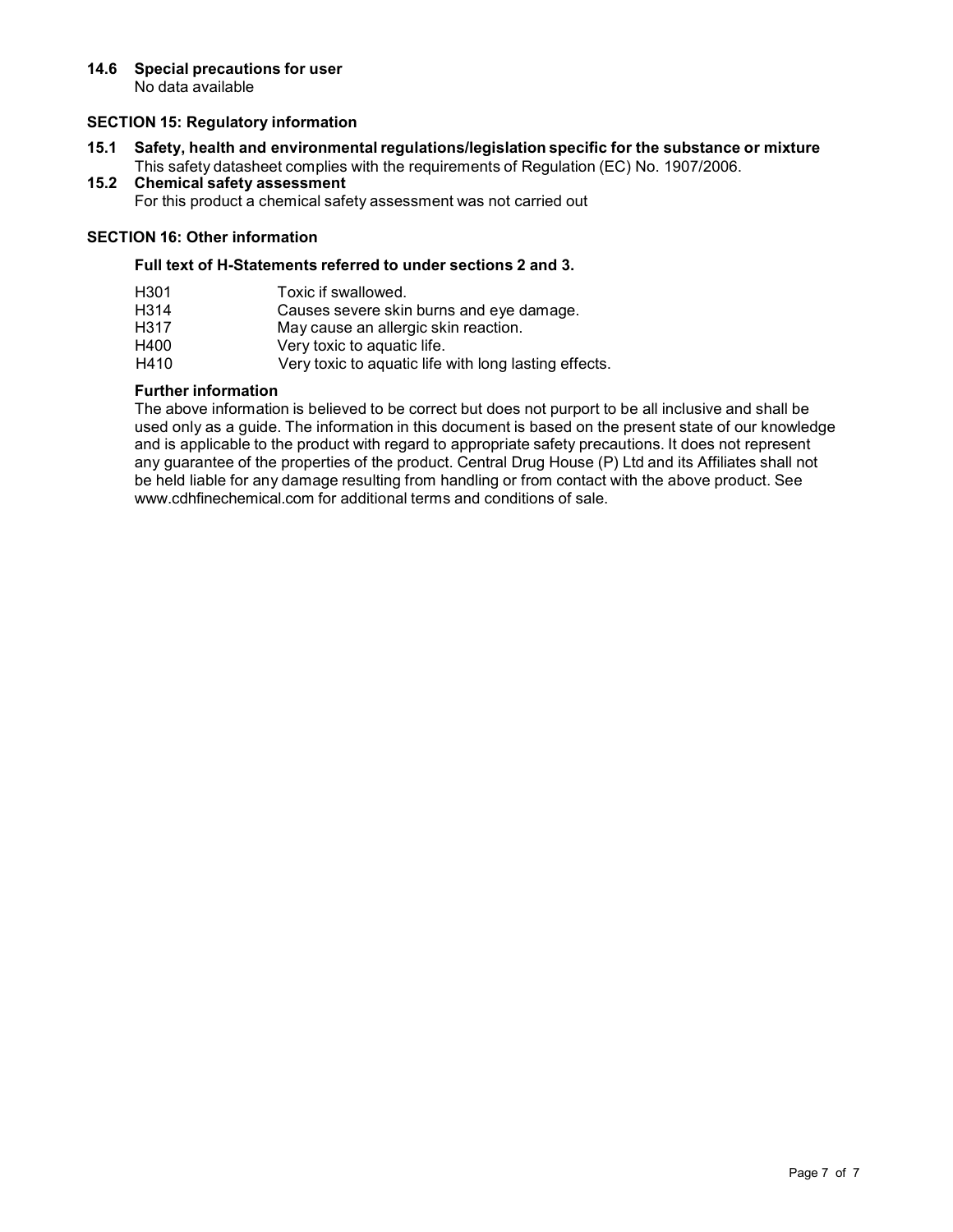### 14.6 Special precautions for user

No data available

## SECTION 15: Regulatory information

### 15.1 Safety, health and environmental regulations/legislation specific for the substance or mixture

This safety datasheet complies with the requirements of Regulation (EC) No. 1907/2006.

### 15.2 Chemical safety assessment

For this product a chemical safety assessment was not carried out

## SECTION 16: Other information

**Full text of H-Statements referred to under sections 2 and 3.**

| | |
|---|---|
| H301 | Toxic if swallowed. |
| H314 | Causes severe skin burns and eye damage. |
| H317 | May cause an allergic skin reaction. |
| H400 | Very toxic to aquatic life. |
| H410 | Very toxic to aquatic life with long lasting effects. |

**Further information**

The above information is believed to be correct but does not purport to be all inclusive and shall be used only as a guide. The information in this document is based on the present state of our knowledge and is applicable to the product with regard to appropriate safety precautions. It does not represent any guarantee of the properties of the product. Central Drug House (P) Ltd and its Affiliates shall not be held liable for any damage resulting from handling or from contact with the above product. See www.cdhfinechemical.com for additional terms and conditions of sale.